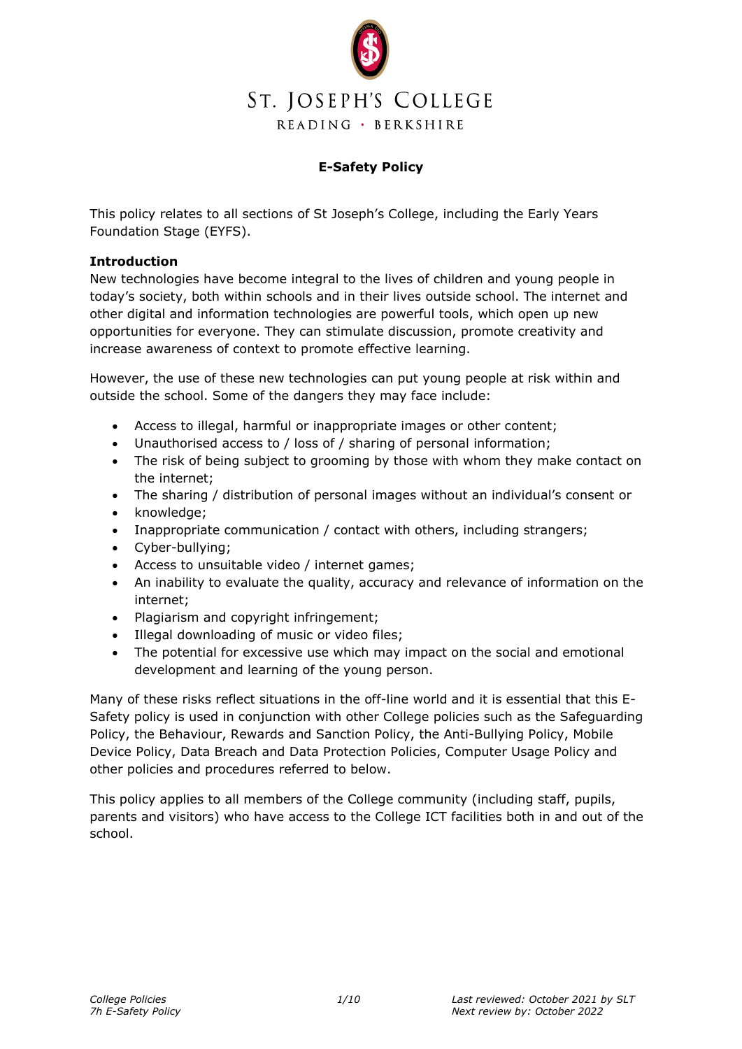ST. JOSEPH'S COLLEGE

READING · BERKSHIRE

# E-Safety Policy

This policy relates to all sections of St Joseph's College, including the Early Years Foundation Stage (EYFS).

## Introduction

New technologies have become integral to the lives of children and young people in today's society, both within schools and in their lives outside school. The internet and other digital and information technologies are powerful tools, which open up new opportunities for everyone. They can stimulate discussion, promote creativity and increase awareness of context to promote effective learning.

However, the use of these new technologies can put young people at risk within and outside the school. Some of the dangers they may face include:

- Access to illegal, harmful or inappropriate images or other content;
- Unauthorised access to / loss of / sharing of personal information;
- The risk of being subject to grooming by those with whom they make contact on the internet;
- The sharing / distribution of personal images without an individual's consent or
- knowledge;
- Inappropriate communication / contact with others, including strangers;
- Cyber-bullying;
- Access to unsuitable video / internet games;
- An inability to evaluate the quality, accuracy and relevance of information on the internet;
- Plagiarism and copyright infringement;
- Illegal downloading of music or video files;
- The potential for excessive use which may impact on the social and emotional development and learning of the young person.

Many of these risks reflect situations in the off-line world and it is essential that this E-Safety policy is used in conjunction with other College policies such as the Safeguarding Policy, the Behaviour, Rewards and Sanction Policy, the Anti-Bullying Policy, Mobile Device Policy, Data Breach and Data Protection Policies, Computer Usage Policy and other policies and procedures referred to below.

This policy applies to all members of the College community (including staff, pupils, parents and visitors) who have access to the College ICT facilities both in and out of the school.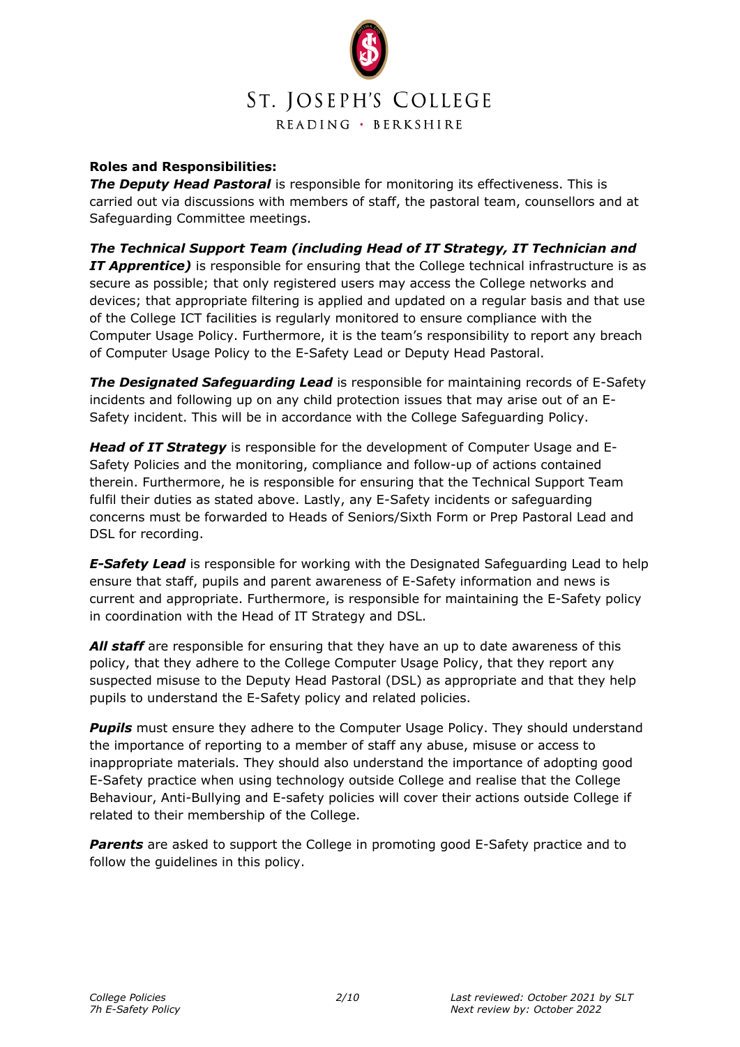**Roles and Responsibilities:**

***The Deputy Head Pastoral*** is responsible for monitoring its effectiveness. This is carried out via discussions with members of staff, the pastoral team, counsellors and at Safeguarding Committee meetings.

***The Technical Support Team (including Head of IT Strategy, IT Technician and IT Apprentice)*** is responsible for ensuring that the College technical infrastructure is as secure as possible; that only registered users may access the College networks and devices; that appropriate filtering is applied and updated on a regular basis and that use of the College ICT facilities is regularly monitored to ensure compliance with the Computer Usage Policy. Furthermore, it is the team's responsibility to report any breach of Computer Usage Policy to the E-Safety Lead or Deputy Head Pastoral.

***The Designated Safeguarding Lead*** is responsible for maintaining records of E-Safety incidents and following up on any child protection issues that may arise out of an E-Safety incident. This will be in accordance with the College Safeguarding Policy.

***Head of IT Strategy*** is responsible for the development of Computer Usage and E-Safety Policies and the monitoring, compliance and follow-up of actions contained therein. Furthermore, he is responsible for ensuring that the Technical Support Team fulfil their duties as stated above. Lastly, any E-Safety incidents or safeguarding concerns must be forwarded to Heads of Seniors/Sixth Form or Prep Pastoral Lead and DSL for recording.

***E-Safety Lead*** is responsible for working with the Designated Safeguarding Lead to help ensure that staff, pupils and parent awareness of E-Safety information and news is current and appropriate. Furthermore, is responsible for maintaining the E-Safety policy in coordination with the Head of IT Strategy and DSL.

***All staff*** are responsible for ensuring that they have an up to date awareness of this policy, that they adhere to the College Computer Usage Policy, that they report any suspected misuse to the Deputy Head Pastoral (DSL) as appropriate and that they help pupils to understand the E-Safety policy and related policies.

***Pupils*** must ensure they adhere to the Computer Usage Policy. They should understand the importance of reporting to a member of staff any abuse, misuse or access to inappropriate materials. They should also understand the importance of adopting good E-Safety practice when using technology outside College and realise that the College Behaviour, Anti-Bullying and E-safety policies will cover their actions outside College if related to their membership of the College.

***Parents*** are asked to support the College in promoting good E-Safety practice and to follow the guidelines in this policy.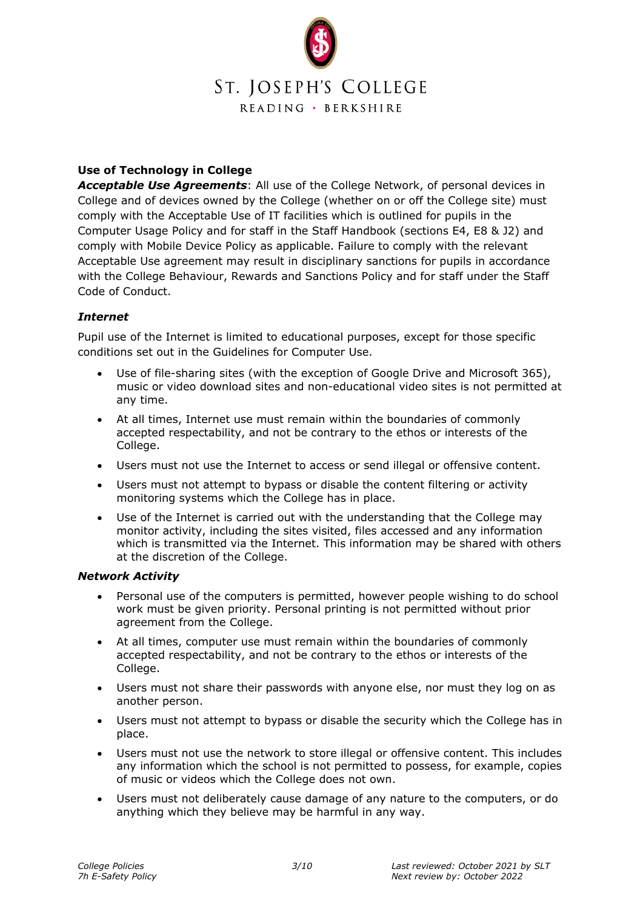ST. JOSEPH'S COLLEGE

READING · BERKSHIRE

**Use of Technology in College**

***Acceptable Use Agreements***: All use of the College Network, of personal devices in College and of devices owned by the College (whether on or off the College site) must comply with the Acceptable Use of IT facilities which is outlined for pupils in the Computer Usage Policy and for staff in the Staff Handbook (sections E4, E8 & J2) and comply with Mobile Device Policy as applicable. Failure to comply with the relevant Acceptable Use agreement may result in disciplinary sanctions for pupils in accordance with the College Behaviour, Rewards and Sanctions Policy and for staff under the Staff Code of Conduct.

***Internet***

Pupil use of the Internet is limited to educational purposes, except for those specific conditions set out in the Guidelines for Computer Use.

- Use of file-sharing sites (with the exception of Google Drive and Microsoft 365), music or video download sites and non-educational video sites is not permitted at any time.
- At all times, Internet use must remain within the boundaries of commonly accepted respectability, and not be contrary to the ethos or interests of the College.
- Users must not use the Internet to access or send illegal or offensive content.
- Users must not attempt to bypass or disable the content filtering or activity monitoring systems which the College has in place.
- Use of the Internet is carried out with the understanding that the College may monitor activity, including the sites visited, files accessed and any information which is transmitted via the Internet. This information may be shared with others at the discretion of the College.

***Network Activity***

- Personal use of the computers is permitted, however people wishing to do school work must be given priority. Personal printing is not permitted without prior agreement from the College.
- At all times, computer use must remain within the boundaries of commonly accepted respectability, and not be contrary to the ethos or interests of the College.
- Users must not share their passwords with anyone else, nor must they log on as another person.
- Users must not attempt to bypass or disable the security which the College has in place.
- Users must not use the network to store illegal or offensive content. This includes any information which the school is not permitted to possess, for example, copies of music or videos which the College does not own.
- Users must not deliberately cause damage of any nature to the computers, or do anything which they believe may be harmful in any way.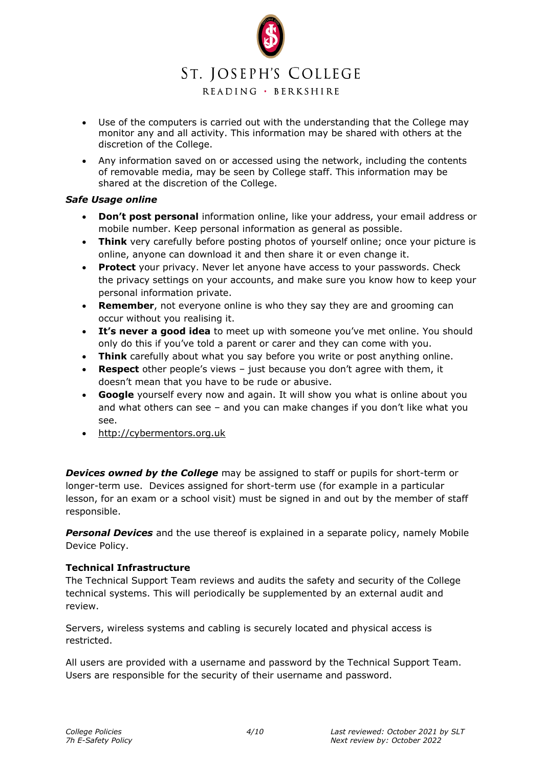- Use of the computers is carried out with the understanding that the College may monitor any and all activity. This information may be shared with others at the discretion of the College.
- Any information saved on or accessed using the network, including the contents of removable media, may be seen by College staff. This information may be shared at the discretion of the College.

***Safe Usage online***

- **Don't post personal** information online, like your address, your email address or mobile number. Keep personal information as general as possible.
- **Think** very carefully before posting photos of yourself online; once your picture is online, anyone can download it and then share it or even change it.
- **Protect** your privacy. Never let anyone have access to your passwords. Check the privacy settings on your accounts, and make sure you know how to keep your personal information private.
- **Remember**, not everyone online is who they say they are and grooming can occur without you realising it.
- **It's never a good idea** to meet up with someone you've met online. You should only do this if you've told a parent or carer and they can come with you.
- **Think** carefully about what you say before you write or post anything online.
- **Respect** other people's views – just because you don't agree with them, it doesn't mean that you have to be rude or abusive.
- **Google** yourself every now and again. It will show you what is online about you and what others can see – and you can make changes if you don't like what you see.
- http://cybermentors.org.uk

***Devices owned by the College*** may be assigned to staff or pupils for short-term or longer-term use. Devices assigned for short-term use (for example in a particular lesson, for an exam or a school visit) must be signed in and out by the member of staff responsible.

***Personal Devices*** and the use thereof is explained in a separate policy, namely Mobile Device Policy.

**Technical Infrastructure**

The Technical Support Team reviews and audits the safety and security of the College technical systems. This will periodically be supplemented by an external audit and review.

Servers, wireless systems and cabling is securely located and physical access is restricted.

All users are provided with a username and password by the Technical Support Team. Users are responsible for the security of their username and password.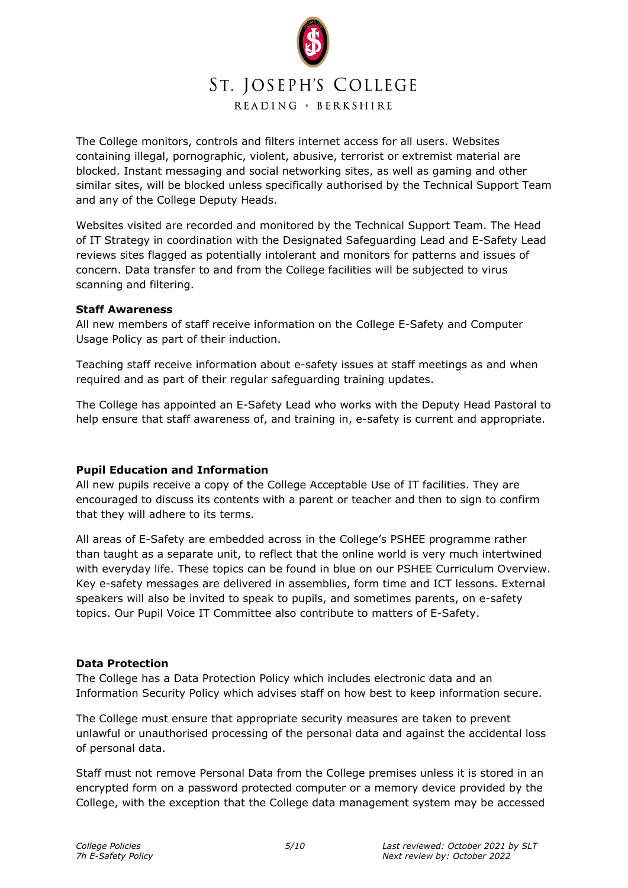The College monitors, controls and filters internet access for all users. Websites containing illegal, pornographic, violent, abusive, terrorist or extremist material are blocked. Instant messaging and social networking sites, as well as gaming and other similar sites, will be blocked unless specifically authorised by the Technical Support Team and any of the College Deputy Heads.

Websites visited are recorded and monitored by the Technical Support Team. The Head of IT Strategy in coordination with the Designated Safeguarding Lead and E-Safety Lead reviews sites flagged as potentially intolerant and monitors for patterns and issues of concern. Data transfer to and from the College facilities will be subjected to virus scanning and filtering.

**Staff Awareness**

All new members of staff receive information on the College E-Safety and Computer Usage Policy as part of their induction.

Teaching staff receive information about e-safety issues at staff meetings as and when required and as part of their regular safeguarding training updates.

The College has appointed an E-Safety Lead who works with the Deputy Head Pastoral to help ensure that staff awareness of, and training in, e-safety is current and appropriate.

**Pupil Education and Information**

All new pupils receive a copy of the College Acceptable Use of IT facilities. They are encouraged to discuss its contents with a parent or teacher and then to sign to confirm that they will adhere to its terms.

All areas of E-Safety are embedded across in the College's PSHEE programme rather than taught as a separate unit, to reflect that the online world is very much intertwined with everyday life. These topics can be found in blue on our PSHEE Curriculum Overview. Key e-safety messages are delivered in assemblies, form time and ICT lessons. External speakers will also be invited to speak to pupils, and sometimes parents, on e-safety topics. Our Pupil Voice IT Committee also contribute to matters of E-Safety.

**Data Protection**

The College has a Data Protection Policy which includes electronic data and an Information Security Policy which advises staff on how best to keep information secure.

The College must ensure that appropriate security measures are taken to prevent unlawful or unauthorised processing of the personal data and against the accidental loss of personal data.

Staff must not remove Personal Data from the College premises unless it is stored in an encrypted form on a password protected computer or a memory device provided by the College, with the exception that the College data management system may be accessed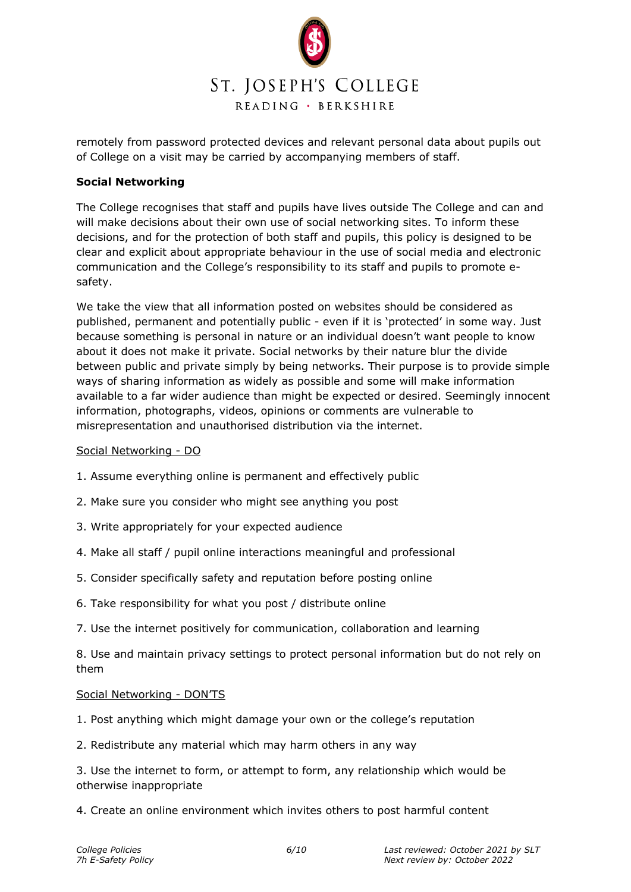remotely from password protected devices and relevant personal data about pupils out of College on a visit may be carried by accompanying members of staff.

**Social Networking**

The College recognises that staff and pupils have lives outside The College and can and will make decisions about their own use of social networking sites. To inform these decisions, and for the protection of both staff and pupils, this policy is designed to be clear and explicit about appropriate behaviour in the use of social media and electronic communication and the College's responsibility to its staff and pupils to promote e-safety.

We take the view that all information posted on websites should be considered as published, permanent and potentially public - even if it is 'protected' in some way. Just because something is personal in nature or an individual doesn't want people to know about it does not make it private. Social networks by their nature blur the divide between public and private simply by being networks. Their purpose is to provide simple ways of sharing information as widely as possible and some will make information available to a far wider audience than might be expected or desired. Seemingly innocent information, photographs, videos, opinions or comments are vulnerable to misrepresentation and unauthorised distribution via the internet.

<u>Social Networking - DO</u>

1. Assume everything online is permanent and effectively public
2. Make sure you consider who might see anything you post
3. Write appropriately for your expected audience
4. Make all staff / pupil online interactions meaningful and professional
5. Consider specifically safety and reputation before posting online
6. Take responsibility for what you post / distribute online
7. Use the internet positively for communication, collaboration and learning
8. Use and maintain privacy settings to protect personal information but do not rely on them

<u>Social Networking - DON'TS</u>

1. Post anything which might damage your own or the college's reputation
2. Redistribute any material which may harm others in any way
3. Use the internet to form, or attempt to form, any relationship which would be otherwise inappropriate
4. Create an online environment which invites others to post harmful content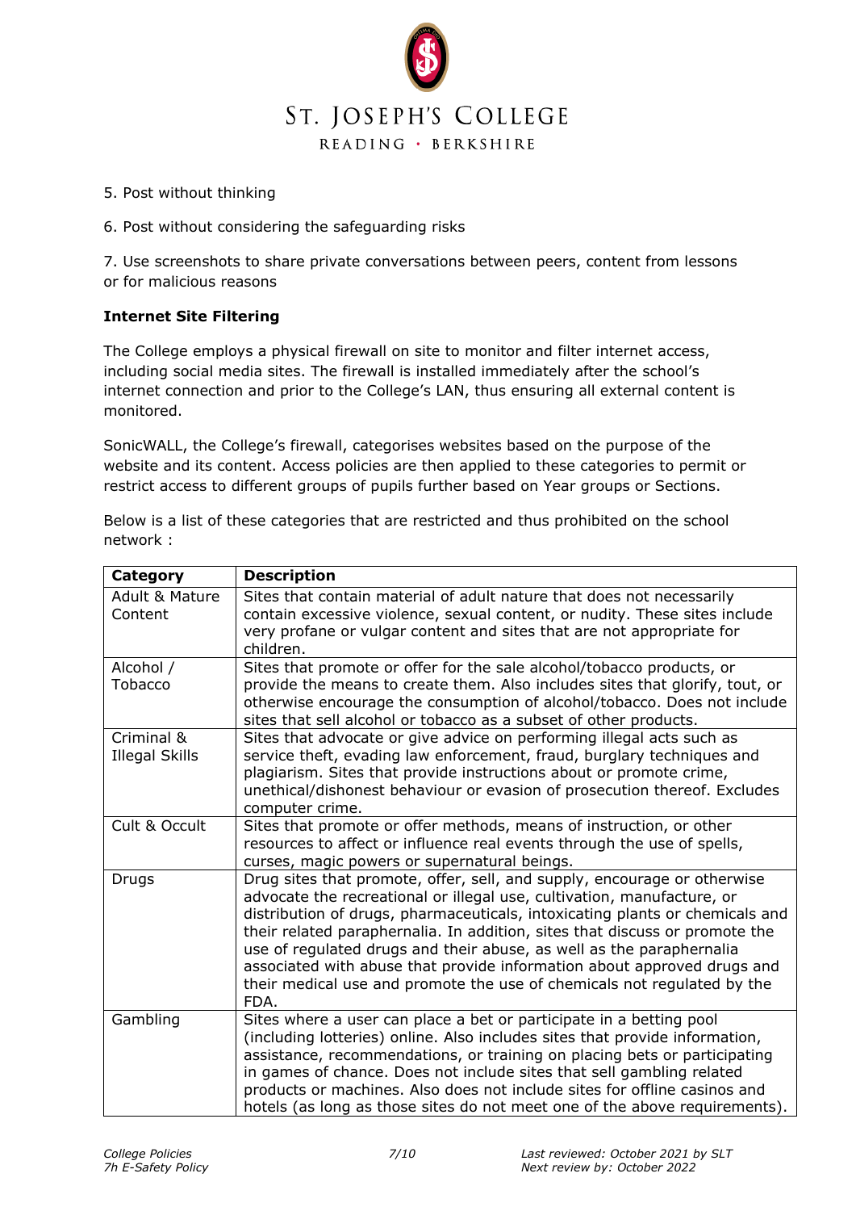5. Post without thinking

6. Post without considering the safeguarding risks

7. Use screenshots to share private conversations between peers, content from lessons or for malicious reasons

**Internet Site Filtering**

The College employs a physical firewall on site to monitor and filter internet access, including social media sites. The firewall is installed immediately after the school's internet connection and prior to the College's LAN, thus ensuring all external content is monitored.

SonicWALL, the College's firewall, categorises websites based on the purpose of the website and its content. Access policies are then applied to these categories to permit or restrict access to different groups of pupils further based on Year groups or Sections.

Below is a list of these categories that are restricted and thus prohibited on the school network :

| Category | Description |
|---|---|
| Adult & Mature Content | Sites that contain material of adult nature that does not necessarily contain excessive violence, sexual content, or nudity. These sites include very profane or vulgar content and sites that are not appropriate for children. |
| Alcohol / Tobacco | Sites that promote or offer for the sale alcohol/tobacco products, or provide the means to create them. Also includes sites that glorify, tout, or otherwise encourage the consumption of alcohol/tobacco. Does not include sites that sell alcohol or tobacco as a subset of other products. |
| Criminal & Illegal Skills | Sites that advocate or give advice on performing illegal acts such as service theft, evading law enforcement, fraud, burglary techniques and plagiarism. Sites that provide instructions about or promote crime, unethical/dishonest behaviour or evasion of prosecution thereof. Excludes computer crime. |
| Cult & Occult | Sites that promote or offer methods, means of instruction, or other resources to affect or influence real events through the use of spells, curses, magic powers or supernatural beings. |
| Drugs | Drug sites that promote, offer, sell, and supply, encourage or otherwise advocate the recreational or illegal use, cultivation, manufacture, or distribution of drugs, pharmaceuticals, intoxicating plants or chemicals and their related paraphernalia. In addition, sites that discuss or promote the use of regulated drugs and their abuse, as well as the paraphernalia associated with abuse that provide information about approved drugs and their medical use and promote the use of chemicals not regulated by the FDA. |
| Gambling | Sites where a user can place a bet or participate in a betting pool (including lotteries) online. Also includes sites that provide information, assistance, recommendations, or training on placing bets or participating in games of chance. Does not include sites that sell gambling related products or machines. Also does not include sites for offline casinos and hotels (as long as those sites do not meet one of the above requirements). |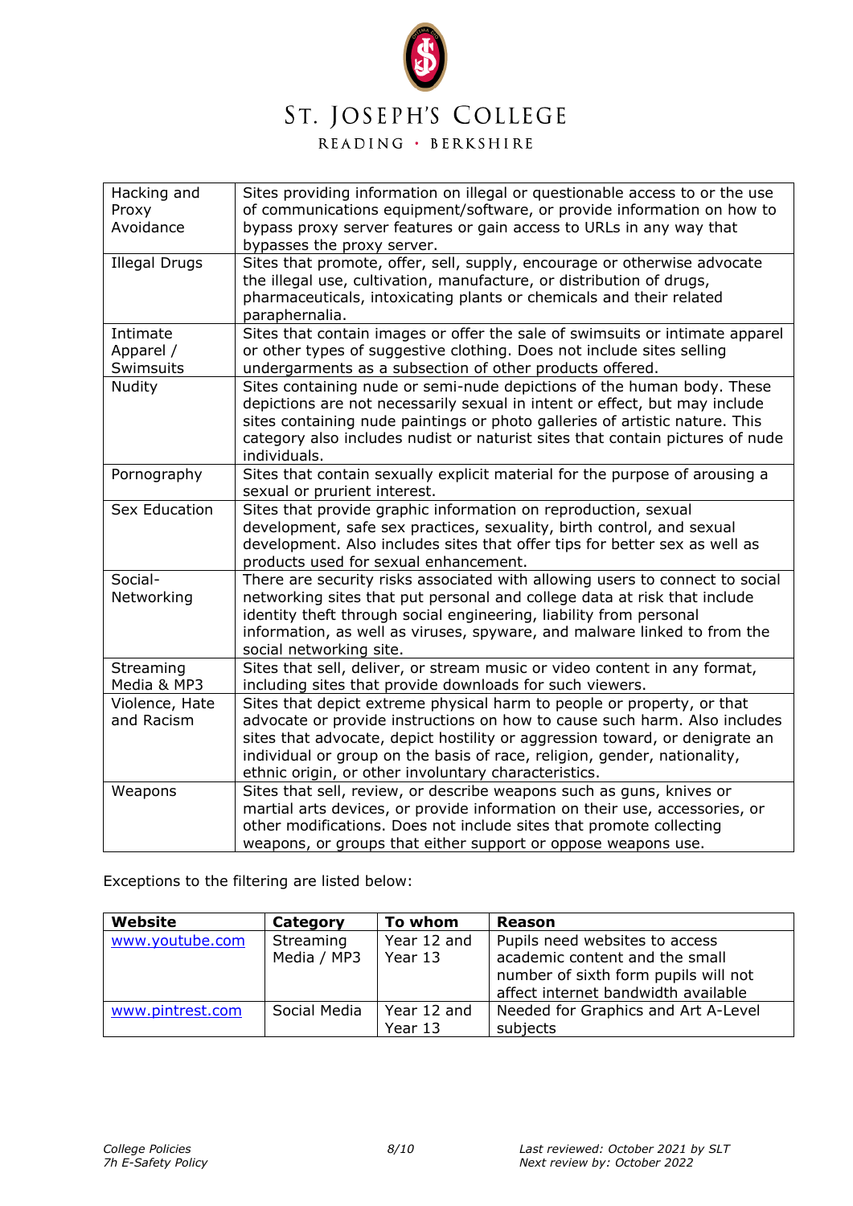| | |
|---|---|
| Hacking and Proxy Avoidance | Sites providing information on illegal or questionable access to or the use of communications equipment/software, or provide information on how to bypass proxy server features or gain access to URLs in any way that bypasses the proxy server. |
| Illegal Drugs | Sites that promote, offer, sell, supply, encourage or otherwise advocate the illegal use, cultivation, manufacture, or distribution of drugs, pharmaceuticals, intoxicating plants or chemicals and their related paraphernalia. |
| Intimate Apparel / Swimsuits | Sites that contain images or offer the sale of swimsuits or intimate apparel or other types of suggestive clothing. Does not include sites selling undergarments as a subsection of other products offered. |
| Nudity | Sites containing nude or semi-nude depictions of the human body. These depictions are not necessarily sexual in intent or effect, but may include sites containing nude paintings or photo galleries of artistic nature. This category also includes nudist or naturist sites that contain pictures of nude individuals. |
| Pornography | Sites that contain sexually explicit material for the purpose of arousing a sexual or prurient interest. |
| Sex Education | Sites that provide graphic information on reproduction, sexual development, safe sex practices, sexuality, birth control, and sexual development. Also includes sites that offer tips for better sex as well as products used for sexual enhancement. |
| Social-Networking | There are security risks associated with allowing users to connect to social networking sites that put personal and college data at risk that include identity theft through social engineering, liability from personal information, as well as viruses, spyware, and malware linked to from the social networking site. |
| Streaming Media & MP3 | Sites that sell, deliver, or stream music or video content in any format, including sites that provide downloads for such viewers. |
| Violence, Hate and Racism | Sites that depict extreme physical harm to people or property, or that advocate or provide instructions on how to cause such harm. Also includes sites that advocate, depict hostility or aggression toward, or denigrate an individual or group on the basis of race, religion, gender, nationality, ethnic origin, or other involuntary characteristics. |
| Weapons | Sites that sell, review, or describe weapons such as guns, knives or martial arts devices, or provide information on their use, accessories, or other modifications. Does not include sites that promote collecting weapons, or groups that either support or oppose weapons use. |

Exceptions to the filtering are listed below:

| **Website** | **Category** | **To whom** | **Reason** |
|---|---|---|---|
| www.youtube.com | Streaming Media / MP3 | Year 12 and Year 13 | Pupils need websites to access academic content and the small number of sixth form pupils will not affect internet bandwidth available |
| www.pintrest.com | Social Media | Year 12 and Year 13 | Needed for Graphics and Art A-Level subjects |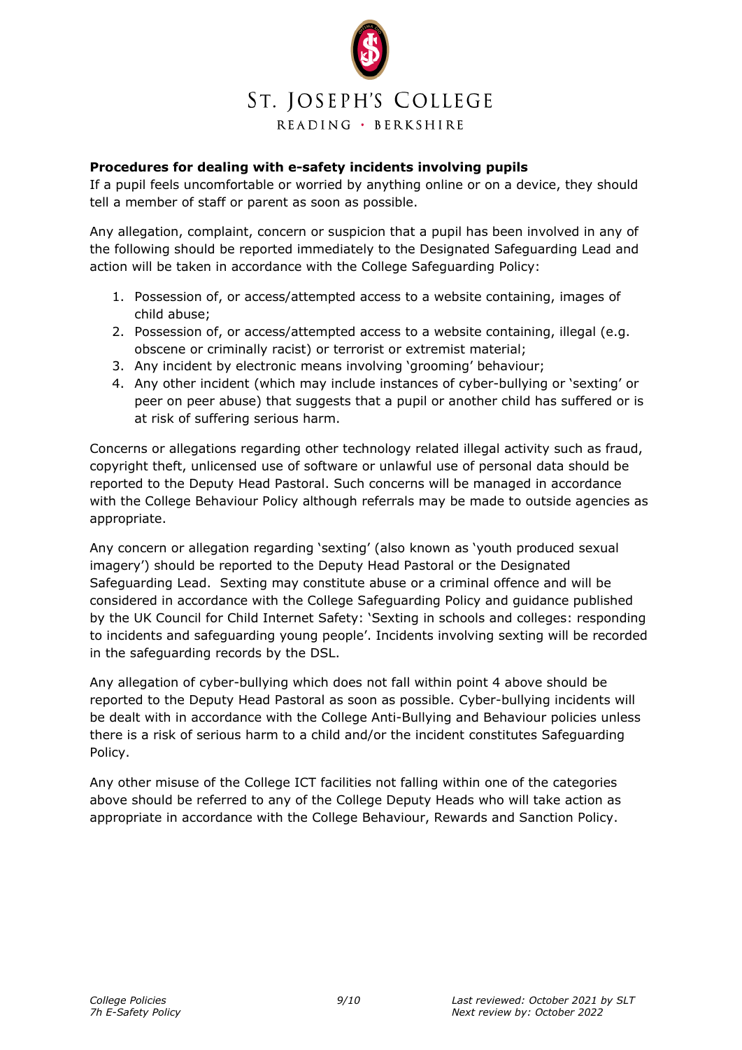**Procedures for dealing with e-safety incidents involving pupils**

If a pupil feels uncomfortable or worried by anything online or on a device, they should tell a member of staff or parent as soon as possible.

Any allegation, complaint, concern or suspicion that a pupil has been involved in any of the following should be reported immediately to the Designated Safeguarding Lead and action will be taken in accordance with the College Safeguarding Policy:

1. Possession of, or access/attempted access to a website containing, images of child abuse;
2. Possession of, or access/attempted access to a website containing, illegal (e.g. obscene or criminally racist) or terrorist or extremist material;
3. Any incident by electronic means involving 'grooming' behaviour;
4. Any other incident (which may include instances of cyber-bullying or 'sexting' or peer on peer abuse) that suggests that a pupil or another child has suffered or is at risk of suffering serious harm.

Concerns or allegations regarding other technology related illegal activity such as fraud, copyright theft, unlicensed use of software or unlawful use of personal data should be reported to the Deputy Head Pastoral. Such concerns will be managed in accordance with the College Behaviour Policy although referrals may be made to outside agencies as appropriate.

Any concern or allegation regarding 'sexting' (also known as 'youth produced sexual imagery') should be reported to the Deputy Head Pastoral or the Designated Safeguarding Lead. Sexting may constitute abuse or a criminal offence and will be considered in accordance with the College Safeguarding Policy and guidance published by the UK Council for Child Internet Safety: 'Sexting in schools and colleges: responding to incidents and safeguarding young people'. Incidents involving sexting will be recorded in the safeguarding records by the DSL.

Any allegation of cyber-bullying which does not fall within point 4 above should be reported to the Deputy Head Pastoral as soon as possible. Cyber-bullying incidents will be dealt with in accordance with the College Anti-Bullying and Behaviour policies unless there is a risk of serious harm to a child and/or the incident constitutes Safeguarding Policy.

Any other misuse of the College ICT facilities not falling within one of the categories above should be referred to any of the College Deputy Heads who will take action as appropriate in accordance with the College Behaviour, Rewards and Sanction Policy.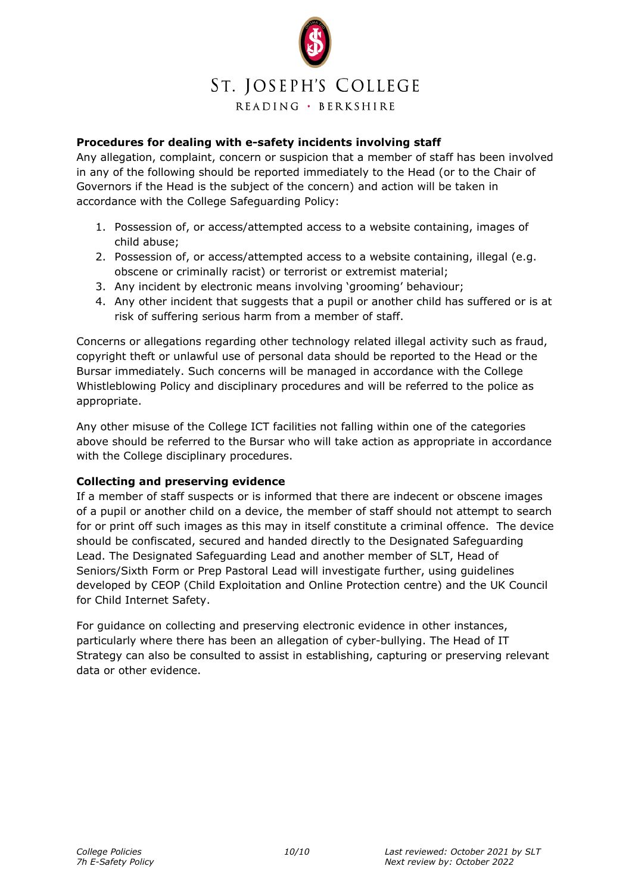### Procedures for dealing with e-safety incidents involving staff

Any allegation, complaint, concern or suspicion that a member of staff has been involved in any of the following should be reported immediately to the Head (or to the Chair of Governors if the Head is the subject of the concern) and action will be taken in accordance with the College Safeguarding Policy:

1. Possession of, or access/attempted access to a website containing, images of child abuse;
2. Possession of, or access/attempted access to a website containing, illegal (e.g. obscene or criminally racist) or terrorist or extremist material;
3. Any incident by electronic means involving 'grooming' behaviour;
4. Any other incident that suggests that a pupil or another child has suffered or is at risk of suffering serious harm from a member of staff.

Concerns or allegations regarding other technology related illegal activity such as fraud, copyright theft or unlawful use of personal data should be reported to the Head or the Bursar immediately. Such concerns will be managed in accordance with the College Whistleblowing Policy and disciplinary procedures and will be referred to the police as appropriate.

Any other misuse of the College ICT facilities not falling within one of the categories above should be referred to the Bursar who will take action as appropriate in accordance with the College disciplinary procedures.

### Collecting and preserving evidence

If a member of staff suspects or is informed that there are indecent or obscene images of a pupil or another child on a device, the member of staff should not attempt to search for or print off such images as this may in itself constitute a criminal offence. The device should be confiscated, secured and handed directly to the Designated Safeguarding Lead. The Designated Safeguarding Lead and another member of SLT, Head of Seniors/Sixth Form or Prep Pastoral Lead will investigate further, using guidelines developed by CEOP (Child Exploitation and Online Protection centre) and the UK Council for Child Internet Safety.

For guidance on collecting and preserving electronic evidence in other instances, particularly where there has been an allegation of cyber-bullying. The Head of IT Strategy can also be consulted to assist in establishing, capturing or preserving relevant data or other evidence.